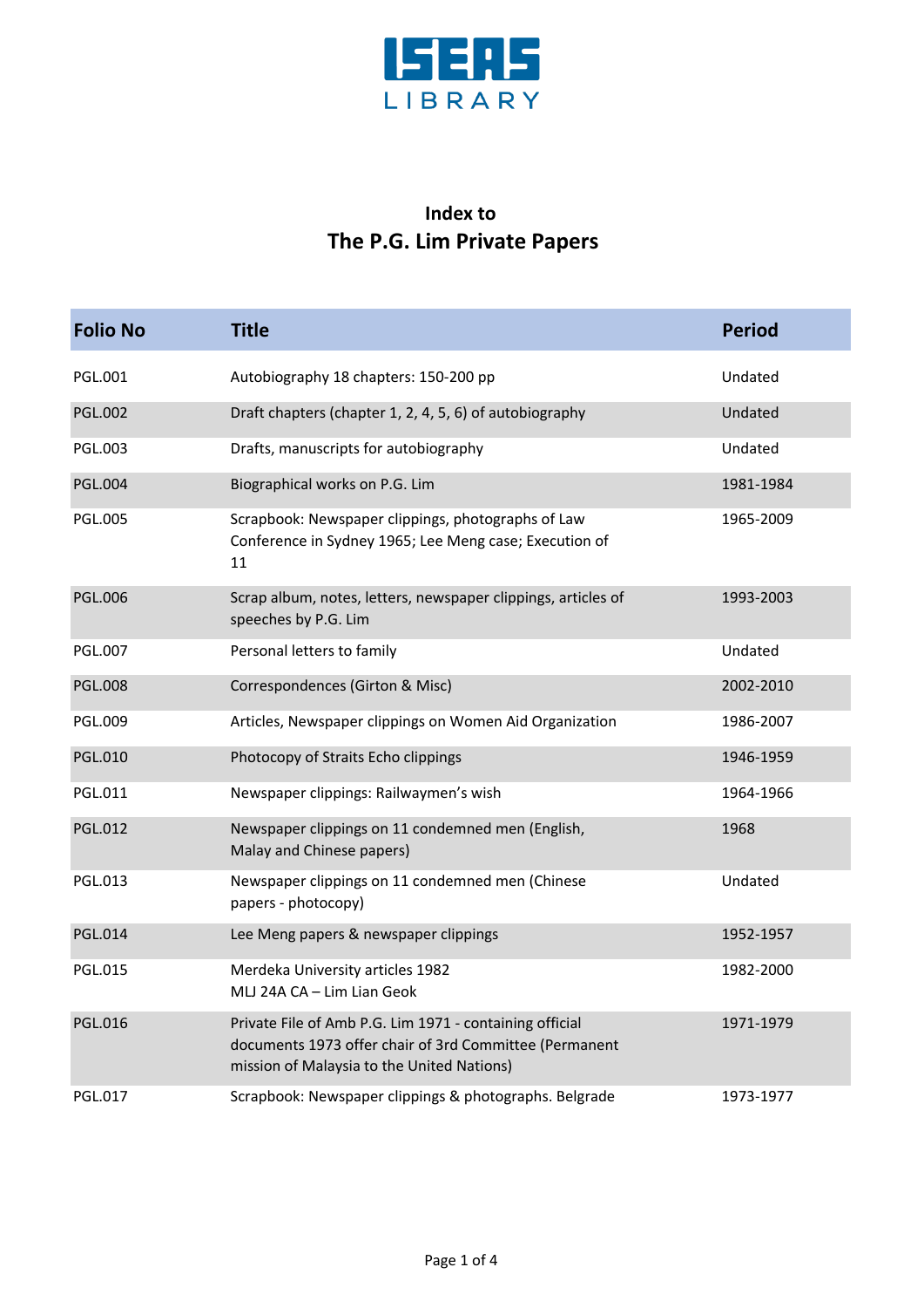ISEAS LIBRARY

# Index to
# The P.G. Lim Private Papers

| Folio No | Title | Period |
|---|---|---|
| PGL.001 | Autobiography 18 chapters: 150-200 pp | Undated |
| PGL.002 | Draft chapters (chapter 1, 2, 4, 5, 6) of autobiography | Undated |
| PGL.003 | Drafts, manuscripts for autobiography | Undated |
| PGL.004 | Biographical works on P.G. Lim | 1981-1984 |
| PGL.005 | Scrapbook: Newspaper clippings, photographs of Law Conference in Sydney 1965; Lee Meng case; Execution of 11 | 1965-2009 |
| PGL.006 | Scrap album, notes, letters, newspaper clippings, articles of speeches by P.G. Lim | 1993-2003 |
| PGL.007 | Personal letters to family | Undated |
| PGL.008 | Correspondences (Girton & Misc) | 2002-2010 |
| PGL.009 | Articles, Newspaper clippings on Women Aid Organization | 1986-2007 |
| PGL.010 | Photocopy of Straits Echo clippings | 1946-1959 |
| PGL.011 | Newspaper clippings: Railwaymen's wish | 1964-1966 |
| PGL.012 | Newspaper clippings on 11 condemned men (English, Malay and Chinese papers) | 1968 |
| PGL.013 | Newspaper clippings on 11 condemned men (Chinese papers - photocopy) | Undated |
| PGL.014 | Lee Meng papers & newspaper clippings | 1952-1957 |
| PGL.015 | Merdeka University articles 1982<br>MLJ 24A CA – Lim Lian Geok | 1982-2000 |
| PGL.016 | Private File of Amb P.G. Lim 1971 - containing official documents 1973 offer chair of 3rd Committee (Permanent mission of Malaysia to the United Nations) | 1971-1979 |
| PGL.017 | Scrapbook: Newspaper clippings & photographs. Belgrade | 1973-1977 |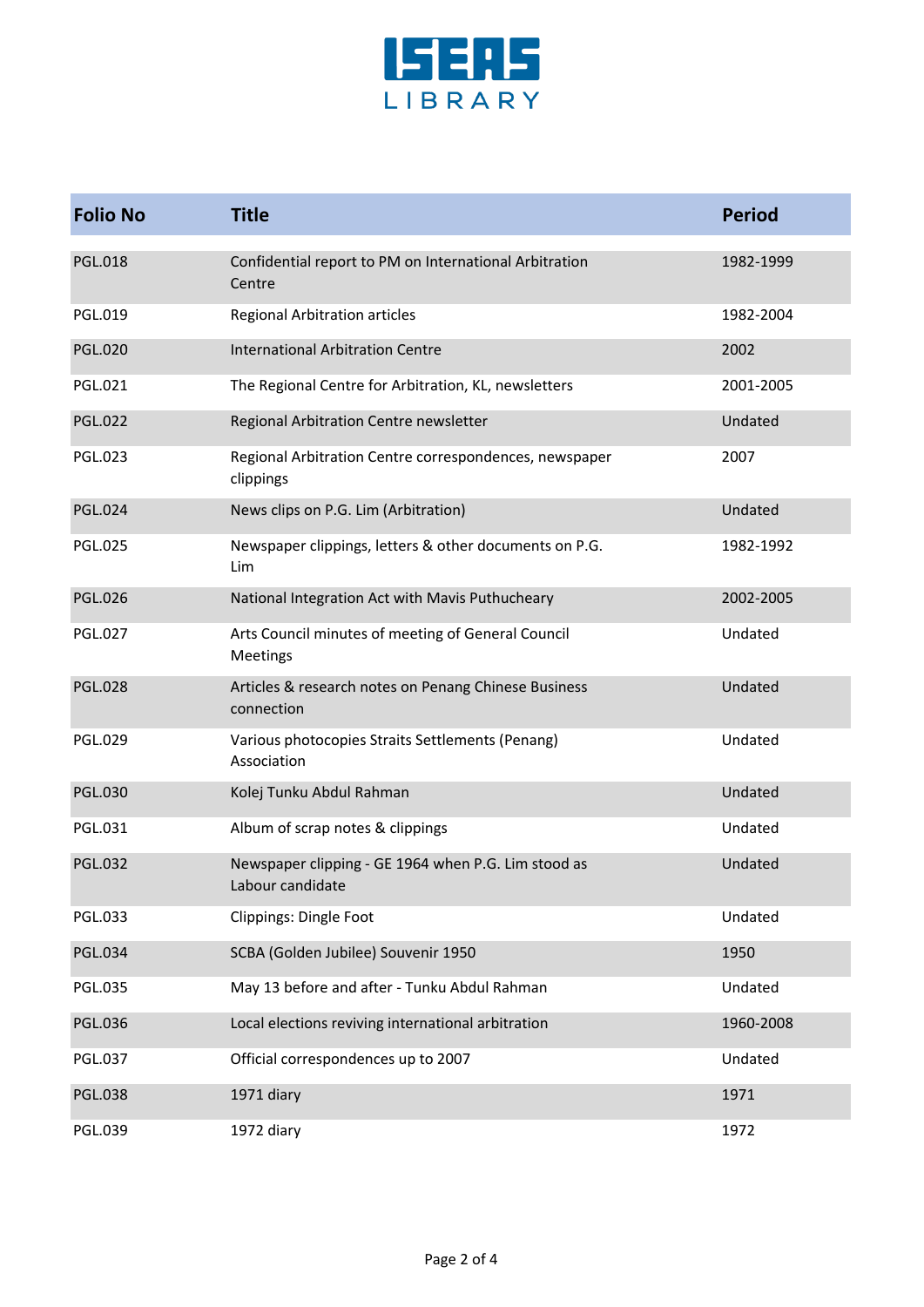| Folio No | Title | Period |
|---|---|---|
| PGL.018 | Confidential report to PM on International Arbitration Centre | 1982-1999 |
| PGL.019 | Regional Arbitration articles | 1982-2004 |
| PGL.020 | International Arbitration Centre | 2002 |
| PGL.021 | The Regional Centre for Arbitration, KL, newsletters | 2001-2005 |
| PGL.022 | Regional Arbitration Centre newsletter | Undated |
| PGL.023 | Regional Arbitration Centre correspondences, newspaper clippings | 2007 |
| PGL.024 | News clips on P.G. Lim (Arbitration) | Undated |
| PGL.025 | Newspaper clippings, letters & other documents on P.G. Lim | 1982-1992 |
| PGL.026 | National Integration Act with Mavis Puthucheary | 2002-2005 |
| PGL.027 | Arts Council minutes of meeting of General Council Meetings | Undated |
| PGL.028 | Articles & research notes on Penang Chinese Business connection | Undated |
| PGL.029 | Various photocopies Straits Settlements (Penang) Association | Undated |
| PGL.030 | Kolej Tunku Abdul Rahman | Undated |
| PGL.031 | Album of scrap notes & clippings | Undated |
| PGL.032 | Newspaper clipping - GE 1964 when P.G. Lim stood as Labour candidate | Undated |
| PGL.033 | Clippings: Dingle Foot | Undated |
| PGL.034 | SCBA (Golden Jubilee) Souvenir 1950 | 1950 |
| PGL.035 | May 13 before and after - Tunku Abdul Rahman | Undated |
| PGL.036 | Local elections reviving international arbitration | 1960-2008 |
| PGL.037 | Official correspondences up to 2007 | Undated |
| PGL.038 | 1971 diary | 1971 |
| PGL.039 | 1972 diary | 1972 |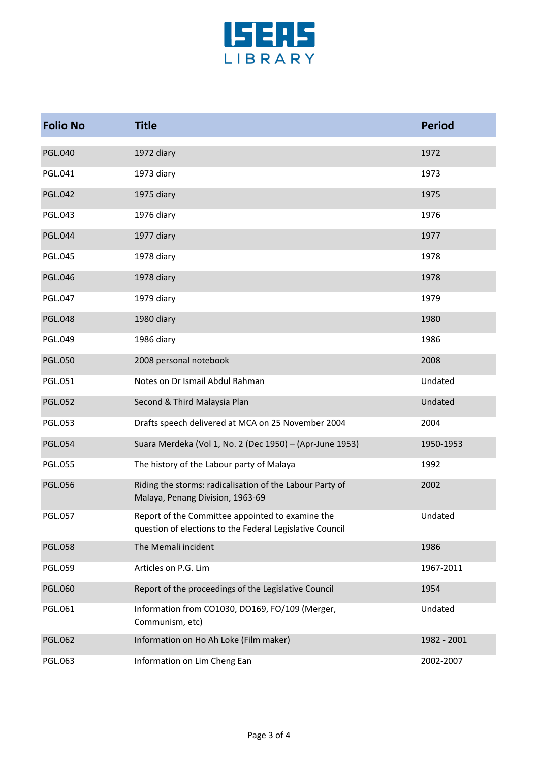| Folio No | Title | Period |
|---|---|---|
| PGL.040 | 1972 diary | 1972 |
| PGL.041 | 1973 diary | 1973 |
| PGL.042 | 1975 diary | 1975 |
| PGL.043 | 1976 diary | 1976 |
| PGL.044 | 1977 diary | 1977 |
| PGL.045 | 1978 diary | 1978 |
| PGL.046 | 1978 diary | 1978 |
| PGL.047 | 1979 diary | 1979 |
| PGL.048 | 1980 diary | 1980 |
| PGL.049 | 1986 diary | 1986 |
| PGL.050 | 2008 personal notebook | 2008 |
| PGL.051 | Notes on Dr Ismail Abdul Rahman | Undated |
| PGL.052 | Second & Third Malaysia Plan | Undated |
| PGL.053 | Drafts speech delivered at MCA on 25 November 2004 | 2004 |
| PGL.054 | Suara Merdeka (Vol 1, No. 2 (Dec 1950) – (Apr-June 1953) | 1950-1953 |
| PGL.055 | The history of the Labour party of Malaya | 1992 |
| PGL.056 | Riding the storms: radicalisation of the Labour Party of Malaya, Penang Division, 1963-69 | 2002 |
| PGL.057 | Report of the Committee appointed to examine the question of elections to the Federal Legislative Council | Undated |
| PGL.058 | The Memali incident | 1986 |
| PGL.059 | Articles on P.G. Lim | 1967-2011 |
| PGL.060 | Report of the proceedings of the Legislative Council | 1954 |
| PGL.061 | Information from CO1030, DO169, FO/109 (Merger, Communism, etc) | Undated |
| PGL.062 | Information on Ho Ah Loke (Film maker) | 1982 - 2001 |
| PGL.063 | Information on Lim Cheng Ean | 2002-2007 |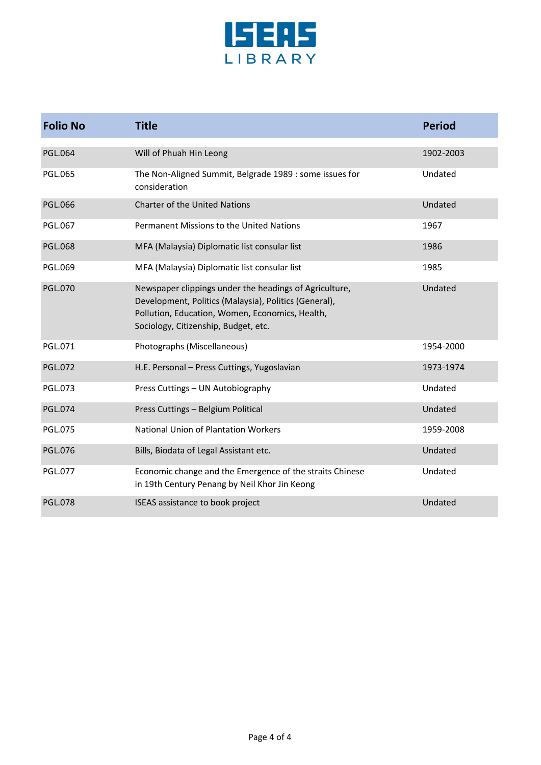| Folio No | Title | Period |
|---|---|---|
| PGL.064 | Will of Phuah Hin Leong | 1902-2003 |
| PGL.065 | The Non-Aligned Summit, Belgrade 1989 : some issues for consideration | Undated |
| PGL.066 | Charter of the United Nations | Undated |
| PGL.067 | Permanent Missions to the United Nations | 1967 |
| PGL.068 | MFA (Malaysia) Diplomatic list consular list | 1986 |
| PGL.069 | MFA (Malaysia) Diplomatic list consular list | 1985 |
| PGL.070 | Newspaper clippings under the headings of Agriculture, Development, Politics (Malaysia), Politics (General), Pollution, Education, Women, Economics, Health, Sociology, Citizenship, Budget, etc. | Undated |
| PGL.071 | Photographs (Miscellaneous) | 1954-2000 |
| PGL.072 | H.E. Personal – Press Cuttings, Yugoslavian | 1973-1974 |
| PGL.073 | Press Cuttings – UN Autobiography | Undated |
| PGL.074 | Press Cuttings – Belgium Political | Undated |
| PGL.075 | National Union of Plantation Workers | 1959-2008 |
| PGL.076 | Bills, Biodata of Legal Assistant etc. | Undated |
| PGL.077 | Economic change and the Emergence of the straits Chinese in 19th Century Penang by Neil Khor Jin Keong | Undated |
| PGL.078 | ISEAS assistance to book project | Undated |